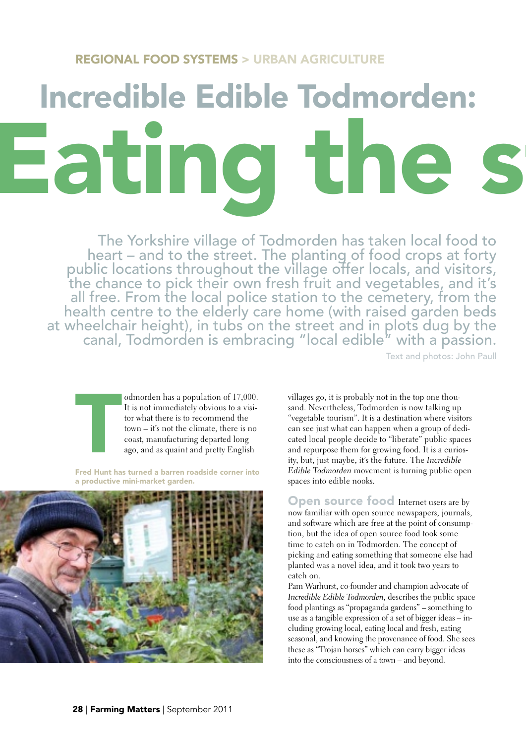REGIONAL FOOD SYSTEMS > URBAN AGRICULTURE

# Incredible Edible Todmorden: Eating the s

The Yorkshire village of Todmorden has taken local food to heart – and to the street. The planting of food crops at forty public locations throughout the village offer locals, and visitors, the chance to pick their own fresh fruit and vegetables, and it's all free. From the local police station to the cemetery, from the health centre to the elderly care home (with raised garden beds at wheelchair height), in tubs on the street and in plots dug by the canal, Todmorden is embracing "local edible" with a passion.

Text and photos: John Paull

Todmorden has a population of 17,000. It is not immediately obvious to a visitor what there is to recommend the town – it's not the climate, there is no coast, manufacturing departed long ago, and as quaint and pretty English villages go, it is probably not in the top one thousand. Nevertheless, Todmorden is now talking up "vegetable tourism". It is a destination where visitors can see just what can happen when a group of dedicated local people decide to "liberate" public spaces and repurpose them for growing food. It is a curiosity, but, just maybe, it's the future. The *Incredible Edible Todmorden* movement is turning public open spaces into edible nooks.

Fred Hunt has turned a barren roadside corner into a productive mini-market garden.

## Open source food

Internet users are by now familiar with open source newspapers, journals, and software which are free at the point of consumption, but the idea of open source food took some time to catch on in Todmorden. The concept of picking and eating something that someone else had planted was a novel idea, and it took two years to catch on.

Pam Warhurst, co-founder and champion advocate of *Incredible Edible Todmorden,* describes the public space food plantings as "propaganda gardens" – something to use as a tangible expression of a set of bigger ideas – including growing local, eating local and fresh, eating seasonal, and knowing the provenance of food. She sees these as "Trojan horses" which can carry bigger ideas into the consciousness of a town – and beyond.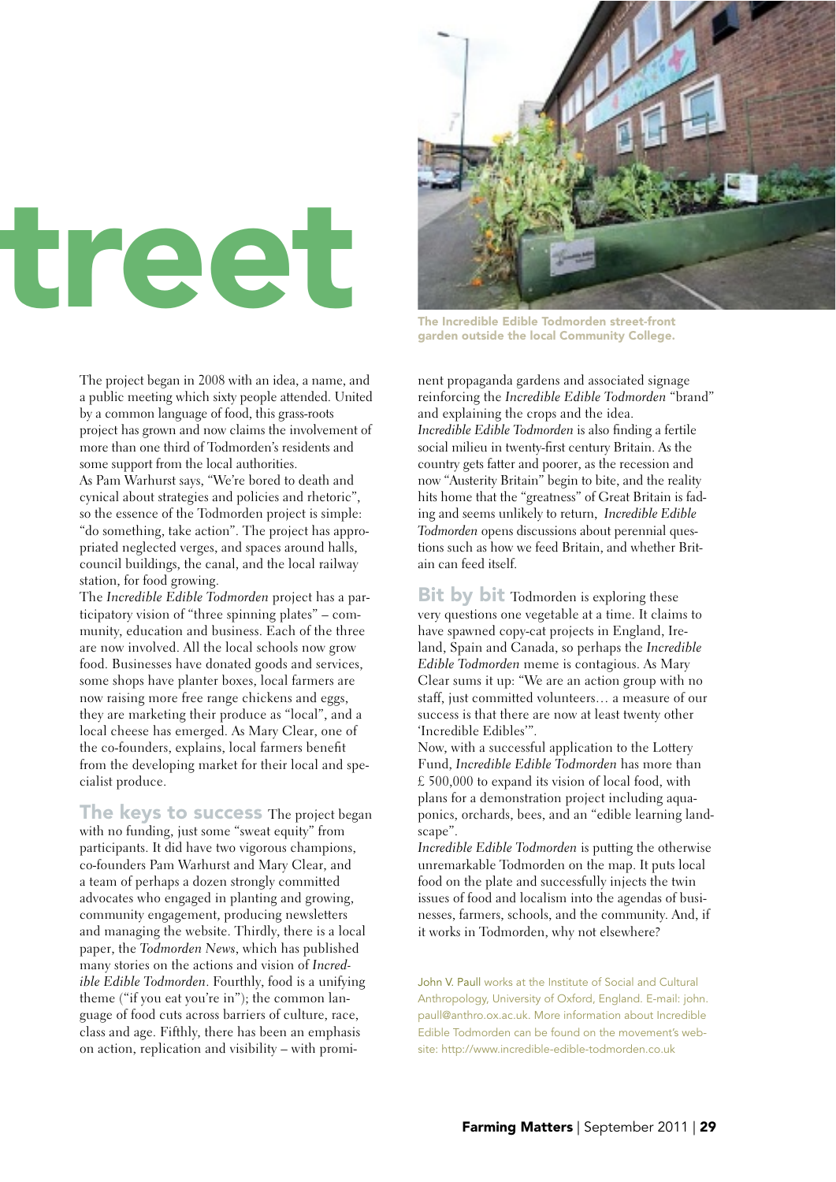# treet

The Incredible Edible Todmorden street-front garden outside the local Community College.

The project began in 2008 with an idea, a name, and a public meeting which sixty people attended. United by a common language of food, this grass-roots project has grown and now claims the involvement of more than one third of Todmorden's residents and some support from the local authorities.

As Pam Warhurst says, "We're bored to death and cynical about strategies and policies and rhetoric", so the essence of the Todmorden project is simple: "do something, take action". The project has appropriated neglected verges, and spaces around halls, council buildings, the canal, and the local railway station, for food growing.

The *Incredible Edible Todmorden* project has a participatory vision of "three spinning plates" – community, education and business. Each of the three are now involved. All the local schools now grow food. Businesses have donated goods and services, some shops have planter boxes, local farmers are now raising more free range chickens and eggs, they are marketing their produce as "local", and a local cheese has emerged. As Mary Clear, one of the co-founders, explains, local farmers benefit from the developing market for their local and specialist produce.

**The keys to success** The project began with no funding, just some "sweat equity" from participants. It did have two vigorous champions, co-founders Pam Warhurst and Mary Clear, and a team of perhaps a dozen strongly committed advocates who engaged in planting and growing, community engagement, producing newsletters and managing the website. Thirdly, there is a local paper, the *Todmorden News*, which has published many stories on the actions and vision of *Incredible Edible Todmorden*. Fourthly, food is a unifying theme ("if you eat you're in"); the common language of food cuts across barriers of culture, race, class and age. Fifthly, there has been an emphasis on action, replication and visibility – with prominent propaganda gardens and associated signage reinforcing the *Incredible Edible Todmorden* "brand" and explaining the crops and the idea.

*Incredible Edible Todmorden* is also finding a fertile social milieu in twenty-first century Britain. As the country gets fatter and poorer, as the recession and now "Austerity Britain" begin to bite, and the reality hits home that the "greatness" of Great Britain is fading and seems unlikely to return, *Incredible Edible Todmorden* opens discussions about perennial questions such as how we feed Britain, and whether Britain can feed itself.

**Bit by bit** Todmorden is exploring these very questions one vegetable at a time. It claims to have spawned copy-cat projects in England, Ireland, Spain and Canada, so perhaps the *Incredible Edible Todmorden* meme is contagious. As Mary Clear sums it up: "We are an action group with no staff, just committed volunteers… a measure of our success is that there are now at least twenty other 'Incredible Edibles'".

Now, with a successful application to the Lottery Fund, *Incredible Edible Todmorden* has more than £ 500,000 to expand its vision of local food, with plans for a demonstration project including aquaponics, orchards, bees, and an "edible learning landscape".

*Incredible Edible Todmorden* is putting the otherwise unremarkable Todmorden on the map. It puts local food on the plate and successfully injects the twin issues of food and localism into the agendas of businesses, farmers, schools, and the community. And, if it works in Todmorden, why not elsewhere?

John V. Paull works at the Institute of Social and Cultural Anthropology, University of Oxford, England. E-mail: john.paull@anthro.ox.ac.uk. More information about Incredible Edible Todmorden can be found on the movement's website: http://www.incredible-edible-todmorden.co.uk